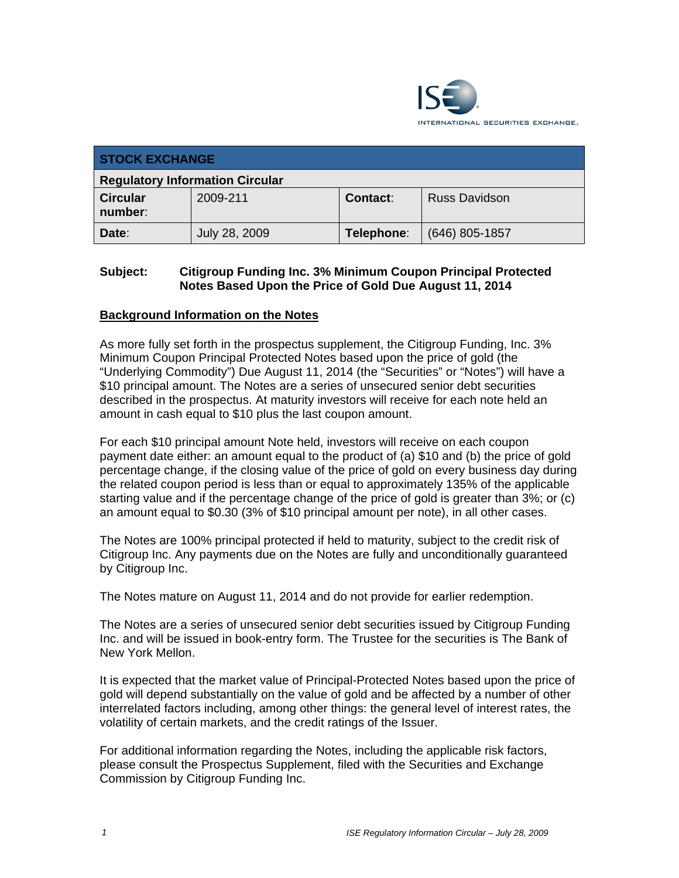| STOCK EXCHANGE | | | |
|---|---|---|---|
| **Regulatory Information Circular** | | | |
| **Circular number**: | 2009-211 | **Contact**: | Russ Davidson |
| **Date**: | July 28, 2009 | **Telephone**: | (646) 805-1857 |

**Subject: Citigroup Funding Inc. 3% Minimum Coupon Principal Protected Notes Based Upon the Price of Gold Due August 11, 2014**

## Background Information on the Notes

As more fully set forth in the prospectus supplement, the Citigroup Funding, Inc. 3% Minimum Coupon Principal Protected Notes based upon the price of gold (the "Underlying Commodity") Due August 11, 2014 (the "Securities" or "Notes") will have a $10 principal amount. The Notes are a series of unsecured senior debt securities described in the prospectus. At maturity investors will receive for each note held an amount in cash equal to $10 plus the last coupon amount.

For each $10 principal amount Note held, investors will receive on each coupon payment date either: an amount equal to the product of (a) $10 and (b) the price of gold percentage change, if the closing value of the price of gold on every business day during the related coupon period is less than or equal to approximately 135% of the applicable starting value and if the percentage change of the price of gold is greater than 3%; or (c) an amount equal to $0.30 (3% of $10 principal amount per note), in all other cases.

The Notes are 100% principal protected if held to maturity, subject to the credit risk of Citigroup Inc. Any payments due on the Notes are fully and unconditionally guaranteed by Citigroup Inc.

The Notes mature on August 11, 2014 and do not provide for earlier redemption.

The Notes are a series of unsecured senior debt securities issued by Citigroup Funding Inc. and will be issued in book-entry form. The Trustee for the securities is The Bank of New York Mellon.

It is expected that the market value of Principal-Protected Notes based upon the price of gold will depend substantially on the value of gold and be affected by a number of other interrelated factors including, among other things: the general level of interest rates, the volatility of certain markets, and the credit ratings of the Issuer.

For additional information regarding the Notes, including the applicable risk factors, please consult the Prospectus Supplement, filed with the Securities and Exchange Commission by Citigroup Funding Inc.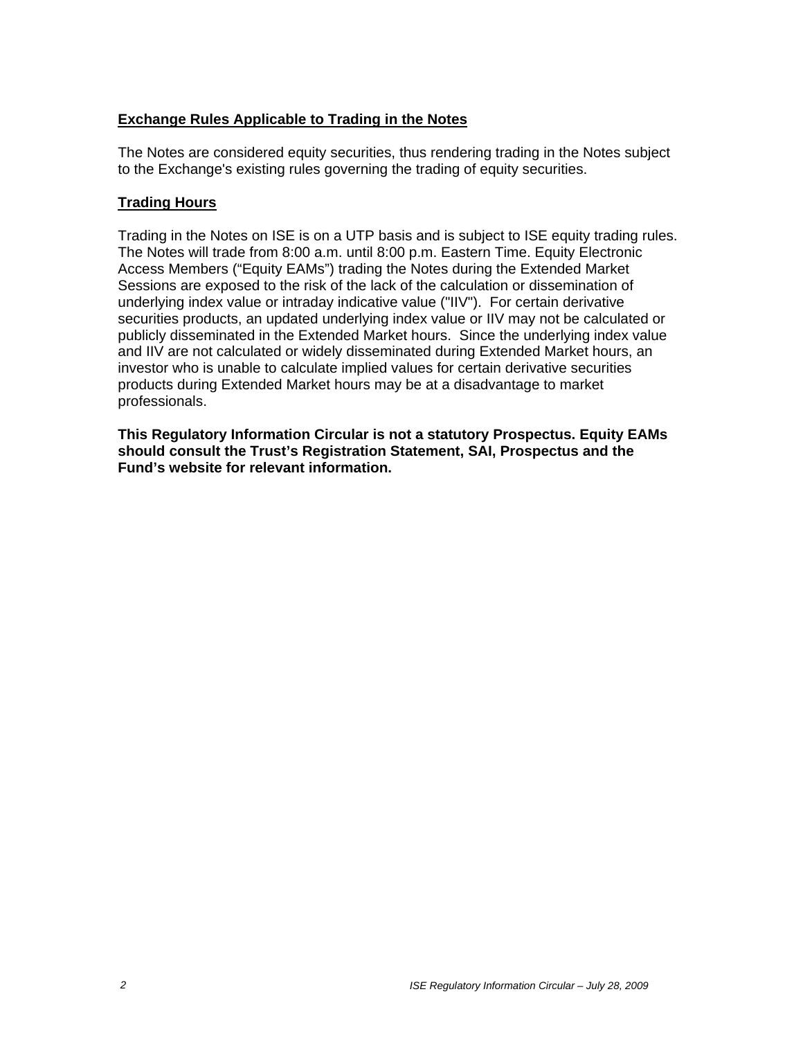**Exchange Rules Applicable to Trading in the Notes**

The Notes are considered equity securities, thus rendering trading in the Notes subject to the Exchange's existing rules governing the trading of equity securities.

**Trading Hours**

Trading in the Notes on ISE is on a UTP basis and is subject to ISE equity trading rules. The Notes will trade from 8:00 a.m. until 8:00 p.m. Eastern Time. Equity Electronic Access Members ("Equity EAMs") trading the Notes during the Extended Market Sessions are exposed to the risk of the lack of the calculation or dissemination of underlying index value or intraday indicative value ("IIV"). For certain derivative securities products, an updated underlying index value or IIV may not be calculated or publicly disseminated in the Extended Market hours. Since the underlying index value and IIV are not calculated or widely disseminated during Extended Market hours, an investor who is unable to calculate implied values for certain derivative securities products during Extended Market hours may be at a disadvantage to market professionals.

**This Regulatory Information Circular is not a statutory Prospectus. Equity EAMs should consult the Trust's Registration Statement, SAI, Prospectus and the Fund's website for relevant information.**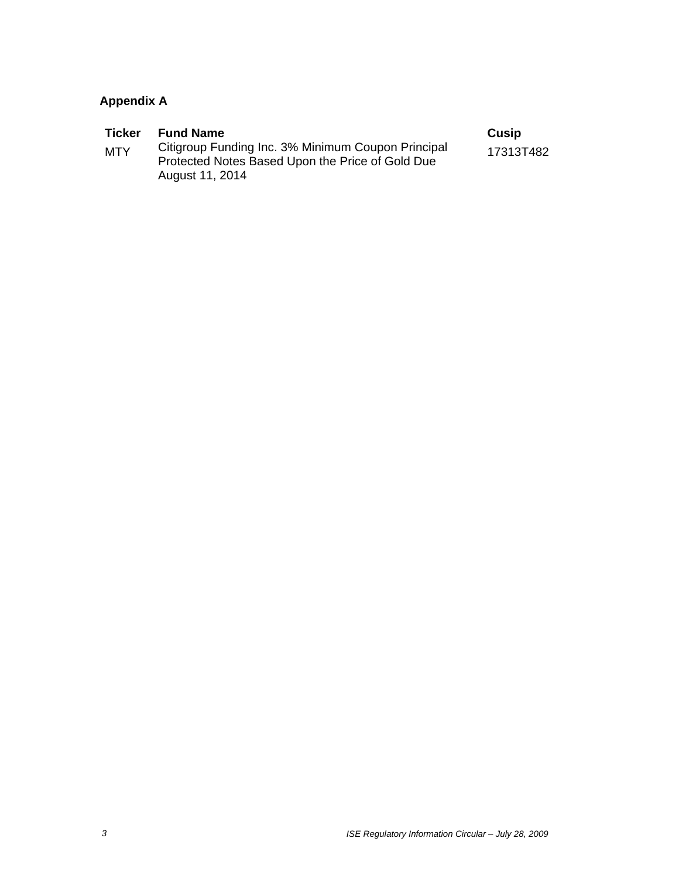## Appendix A

| Ticker | Fund Name | Cusip |
| --- | --- | --- |
| MTY | Citigroup Funding Inc. 3% Minimum Coupon Principal Protected Notes Based Upon the Price of Gold Due August 11, 2014 | 17313T482 |